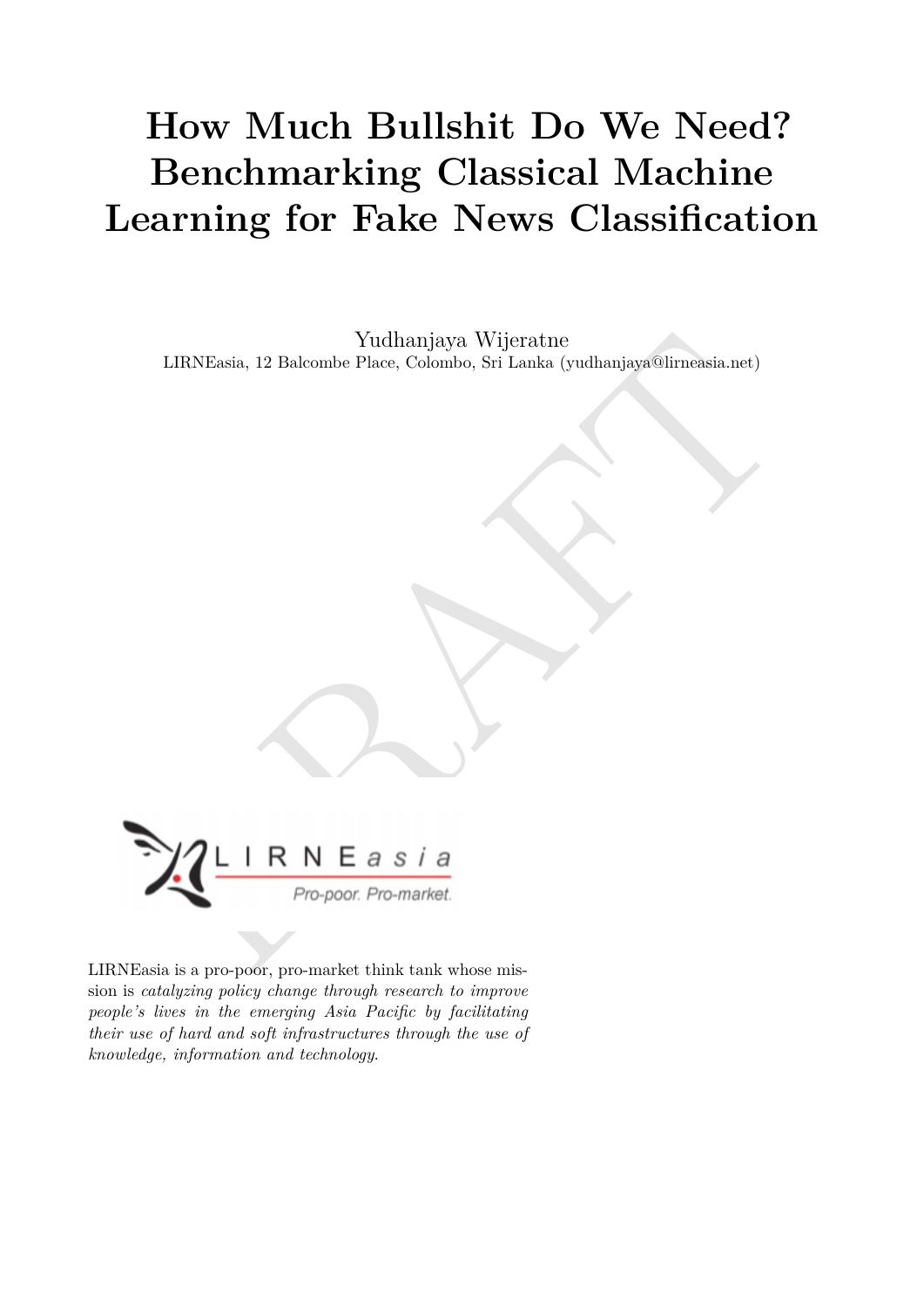# How Much Bullshit Do We Need? Benchmarking Classical Machine Learning for Fake News Classification

Yudhanjaya Wijeratne

LIRNEasia, 12 Balcombe Place, Colombo, Sri Lanka (yudhanjaya@lirneasia.net)

LIRNEasia is a pro-poor, pro-market think tank whose mission is *catalyzing policy change through research to improve people's lives in the emerging Asia Pacific by facilitating their use of hard and soft infrastructures through the use of knowledge, information and technology.*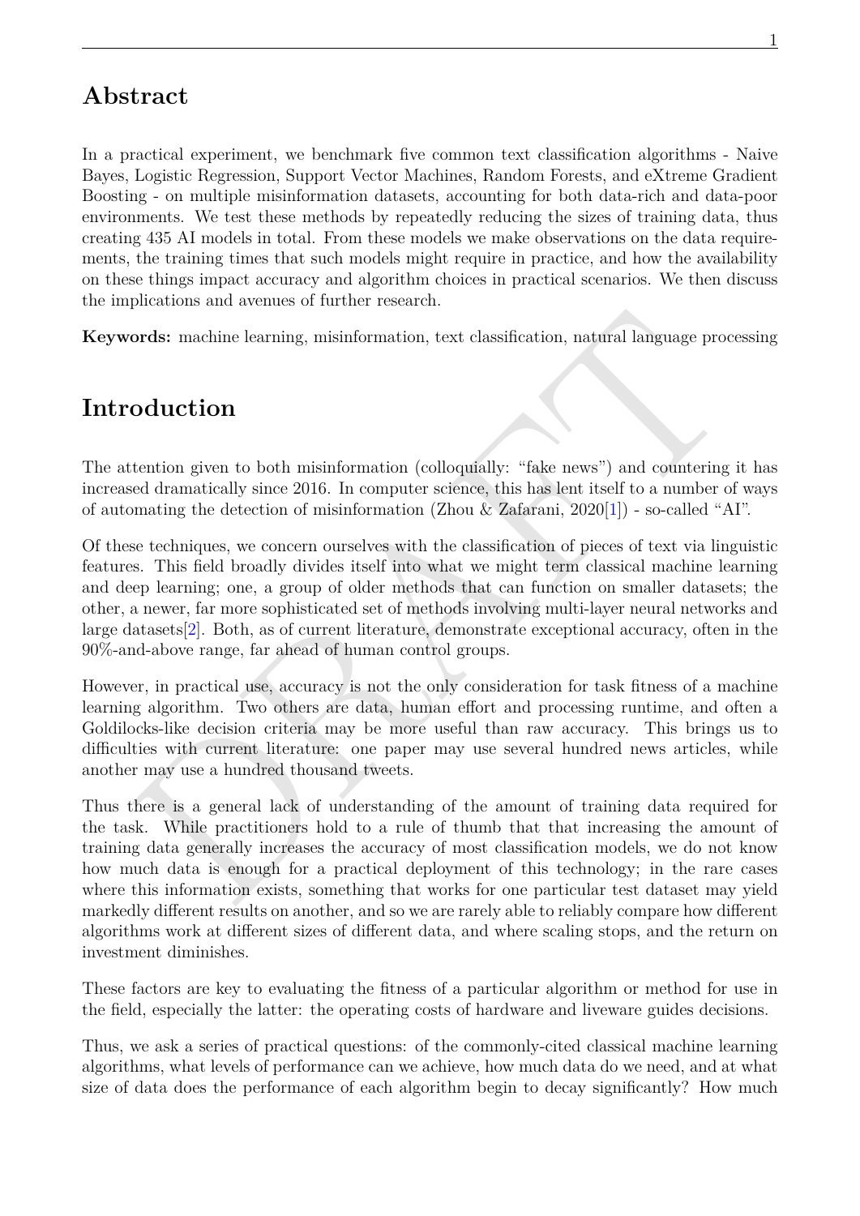## Abstract

In a practical experiment, we benchmark five common text classification algorithms - Naive Bayes, Logistic Regression, Support Vector Machines, Random Forests, and eXtreme Gradient Boosting - on multiple misinformation datasets, accounting for both data-rich and data-poor environments. We test these methods by repeatedly reducing the sizes of training data, thus creating 435 AI models in total. From these models we make observations on the data requirements, the training times that such models might require in practice, and how the availability on these things impact accuracy and algorithm choices in practical scenarios. We then discuss the implications and avenues of further research.

**Keywords:** machine learning, misinformation, text classification, natural language processing

## Introduction

The attention given to both misinformation (colloquially: "fake news") and countering it has increased dramatically since 2016. In computer science, this has lent itself to a number of ways of automating the detection of misinformation (Zhou & Zafarani, 2020[1]) - so-called "AI".

Of these techniques, we concern ourselves with the classification of pieces of text via linguistic features. This field broadly divides itself into what we might term classical machine learning and deep learning; one, a group of older methods that can function on smaller datasets; the other, a newer, far more sophisticated set of methods involving multi-layer neural networks and large datasets[2]. Both, as of current literature, demonstrate exceptional accuracy, often in the 90%-and-above range, far ahead of human control groups.

However, in practical use, accuracy is not the only consideration for task fitness of a machine learning algorithm. Two others are data, human effort and processing runtime, and often a Goldilocks-like decision criteria may be more useful than raw accuracy. This brings us to difficulties with current literature: one paper may use several hundred news articles, while another may use a hundred thousand tweets.

Thus there is a general lack of understanding of the amount of training data required for the task. While practitioners hold to a rule of thumb that that increasing the amount of training data generally increases the accuracy of most classification models, we do not know how much data is enough for a practical deployment of this technology; in the rare cases where this information exists, something that works for one particular test dataset may yield markedly different results on another, and so we are rarely able to reliably compare how different algorithms work at different sizes of different data, and where scaling stops, and the return on investment diminishes.

These factors are key to evaluating the fitness of a particular algorithm or method for use in the field, especially the latter: the operating costs of hardware and liveware guides decisions.

Thus, we ask a series of practical questions: of the commonly-cited classical machine learning algorithms, what levels of performance can we achieve, how much data do we need, and at what size of data does the performance of each algorithm begin to decay significantly? How much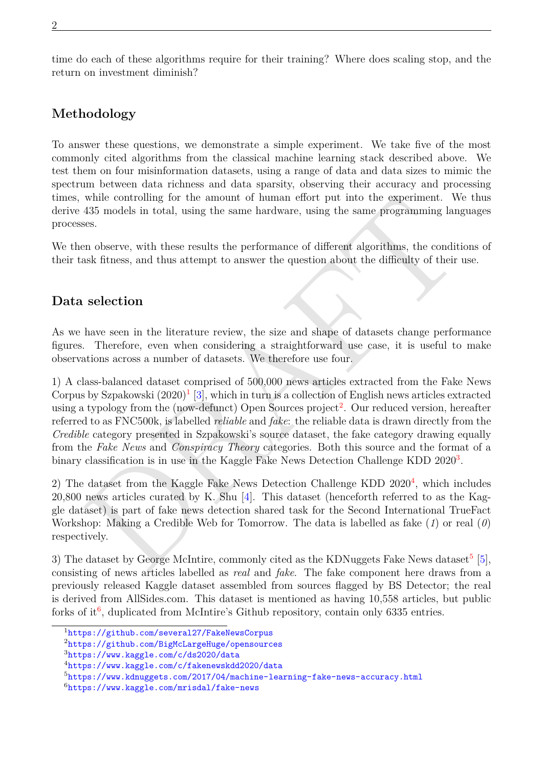time do each of these algorithms require for their training? Where does scaling stop, and the return on investment diminish?

## Methodology

To answer these questions, we demonstrate a simple experiment. We take five of the most commonly cited algorithms from the classical machine learning stack described above. We test them on four misinformation datasets, using a range of data and data sizes to mimic the spectrum between data richness and data sparsity, observing their accuracy and processing times, while controlling for the amount of human effort put into the experiment. We thus derive 435 models in total, using the same hardware, using the same programming languages processes.

We then observe, with these results the performance of different algorithms, the conditions of their task fitness, and thus attempt to answer the question about the difficulty of their use.

## Data selection

As we have seen in the literature review, the size and shape of datasets change performance figures. Therefore, even when considering a straightforward use case, it is useful to make observations across a number of datasets. We therefore use four.

1) A class-balanced dataset comprised of 500,000 news articles extracted from the Fake News Corpus by Szpakowski (2020)[1] [3], which in turn is a collection of English news articles extracted using a typology from the (now-defunct) Open Sources project[2]. Our reduced version, hereafter referred to as FNC500k, is labelled *reliable* and *fake*: the reliable data is drawn directly from the *Credible* category presented in Szpakowski's source dataset, the fake category drawing equally from the *Fake News* and *Conspiracy Theory* categories. Both this source and the format of a binary classification is in use in the Kaggle Fake News Detection Challenge KDD 2020[3].

2) The dataset from the Kaggle Fake News Detection Challenge KDD 2020[4], which includes 20,800 news articles curated by K. Shu [4]. This dataset (henceforth referred to as the Kaggle dataset) is part of fake news detection shared task for the Second International TrueFact Workshop: Making a Credible Web for Tomorrow. The data is labelled as fake (*1*) or real (*0*) respectively.

3) The dataset by George McIntire, commonly cited as the KDNuggets Fake News dataset[5] [5], consisting of news articles labelled as *real* and *fake*. The fake component here draws from a previously released Kaggle dataset assembled from sources flagged by BS Detector; the real is derived from AllSides.com. This dataset is mentioned as having 10,558 articles, but public forks of it[6], duplicated from McIntire's Github repository, contain only 6335 entries.

---

[1] https://github.com/several27/FakeNewsCorpus

[2] https://github.com/BigMcLargeHuge/opensources

[3] https://www.kaggle.com/c/ds2020/data

[4] https://www.kaggle.com/c/fakenewskdd2020/data

[5] https://www.kdnuggets.com/2017/04/machine-learning-fake-news-accuracy.html

[6] https://www.kaggle.com/mrisdal/fake-news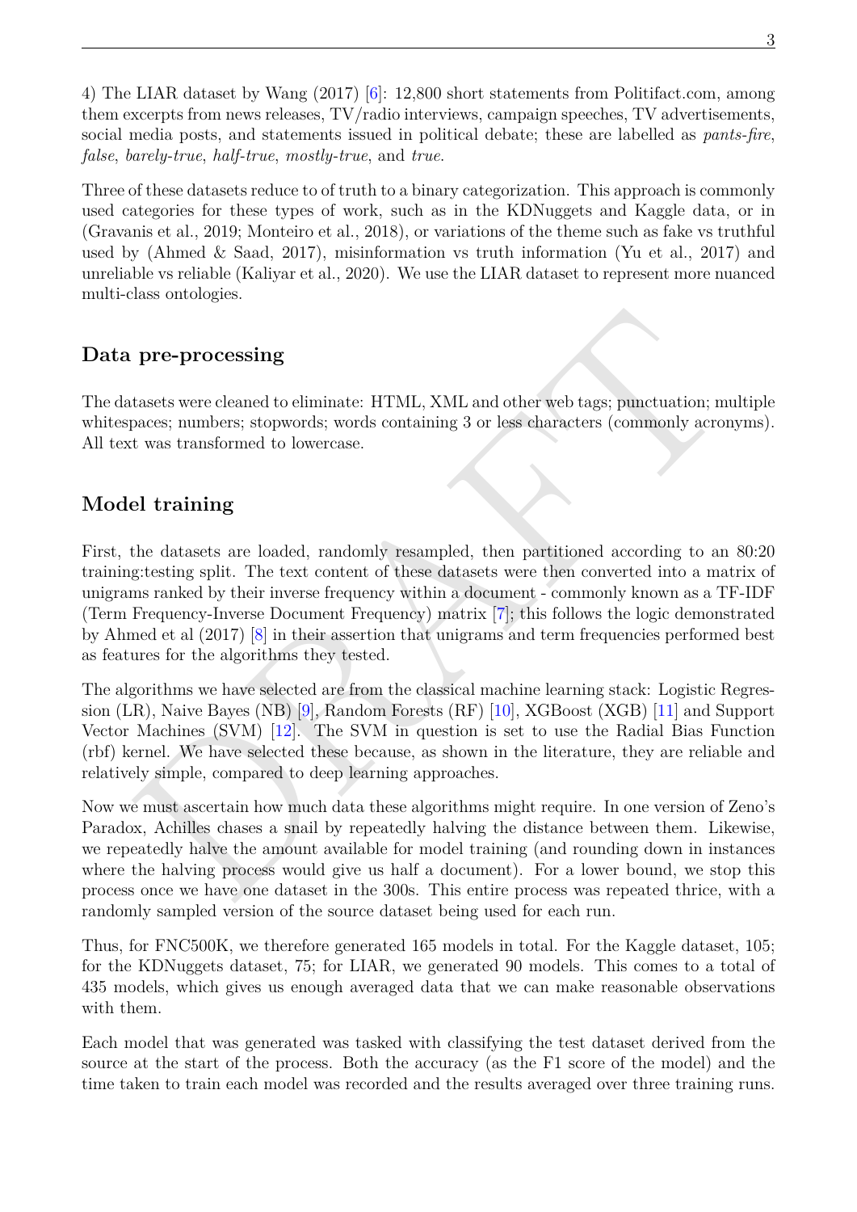4) The LIAR dataset by Wang (2017) [6]: 12,800 short statements from Politifact.com, among them excerpts from news releases, TV/radio interviews, campaign speeches, TV advertisements, social media posts, and statements issued in political debate; these are labelled as *pants-fire*, *false*, *barely-true*, *half-true*, *mostly-true*, and *true*.

Three of these datasets reduce to of truth to a binary categorization. This approach is commonly used categories for these types of work, such as in the KDNuggets and Kaggle data, or in (Gravanis et al., 2019; Monteiro et al., 2018), or variations of the theme such as fake vs truthful used by (Ahmed & Saad, 2017), misinformation vs truth information (Yu et al., 2017) and unreliable vs reliable (Kaliyar et al., 2020). We use the LIAR dataset to represent more nuanced multi-class ontologies.

## Data pre-processing

The datasets were cleaned to eliminate: HTML, XML and other web tags; punctuation; multiple whitespaces; numbers; stopwords; words containing 3 or less characters (commonly acronyms). All text was transformed to lowercase.

## Model training

First, the datasets are loaded, randomly resampled, then partitioned according to an 80:20 training:testing split. The text content of these datasets were then converted into a matrix of unigrams ranked by their inverse frequency within a document - commonly known as a TF-IDF (Term Frequency-Inverse Document Frequency) matrix [7]; this follows the logic demonstrated by Ahmed et al (2017) [8] in their assertion that unigrams and term frequencies performed best as features for the algorithms they tested.

The algorithms we have selected are from the classical machine learning stack: Logistic Regression (LR), Naive Bayes (NB) [9], Random Forests (RF) [10], XGBoost (XGB) [11] and Support Vector Machines (SVM) [12]. The SVM in question is set to use the Radial Bias Function (rbf) kernel. We have selected these because, as shown in the literature, they are reliable and relatively simple, compared to deep learning approaches.

Now we must ascertain how much data these algorithms might require. In one version of Zeno's Paradox, Achilles chases a snail by repeatedly halving the distance between them. Likewise, we repeatedly halve the amount available for model training (and rounding down in instances where the halving process would give us half a document). For a lower bound, we stop this process once we have one dataset in the 300s. This entire process was repeated thrice, with a randomly sampled version of the source dataset being used for each run.

Thus, for FNC500K, we therefore generated 165 models in total. For the Kaggle dataset, 105; for the KDNuggets dataset, 75; for LIAR, we generated 90 models. This comes to a total of 435 models, which gives us enough averaged data that we can make reasonable observations with them.

Each model that was generated was tasked with classifying the test dataset derived from the source at the start of the process. Both the accuracy (as the F1 score of the model) and the time taken to train each model was recorded and the results averaged over three training runs.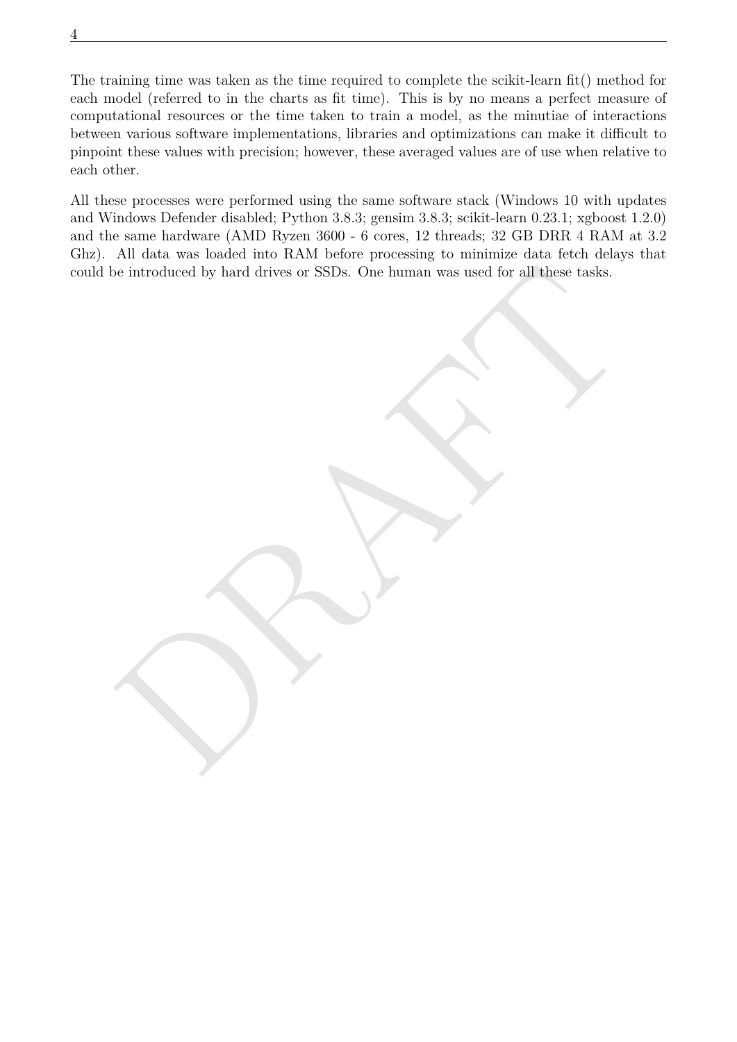The training time was taken as the time required to complete the scikit-learn fit() method for each model (referred to in the charts as fit time). This is by no means a perfect measure of computational resources or the time taken to train a model, as the minutiae of interactions between various software implementations, libraries and optimizations can make it difficult to pinpoint these values with precision; however, these averaged values are of use when relative to each other.

All these processes were performed using the same software stack (Windows 10 with updates and Windows Defender disabled; Python 3.8.3; gensim 3.8.3; scikit-learn 0.23.1; xgboost 1.2.0) and the same hardware (AMD Ryzen 3600 - 6 cores, 12 threads; 32 GB DRR 4 RAM at 3.2 Ghz). All data was loaded into RAM before processing to minimize data fetch delays that could be introduced by hard drives or SSDs. One human was used for all these tasks.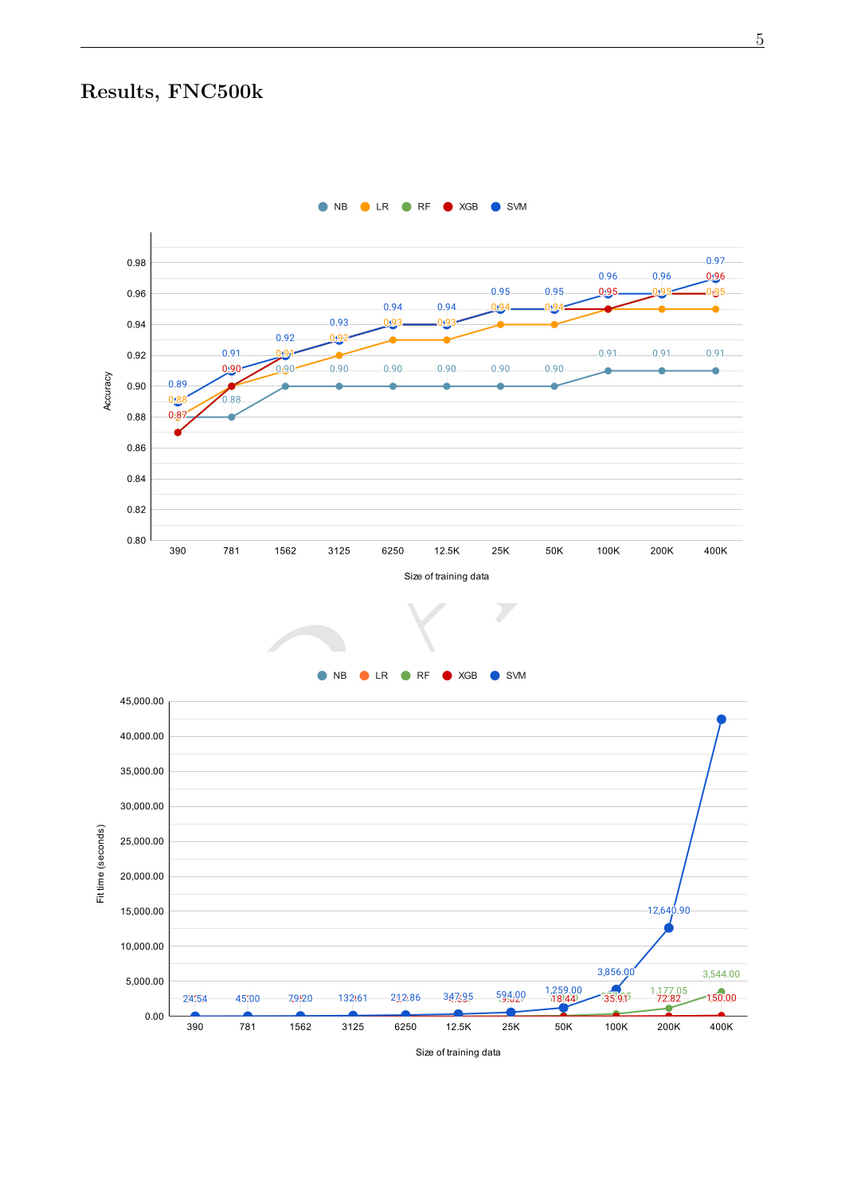# Results, FNC500k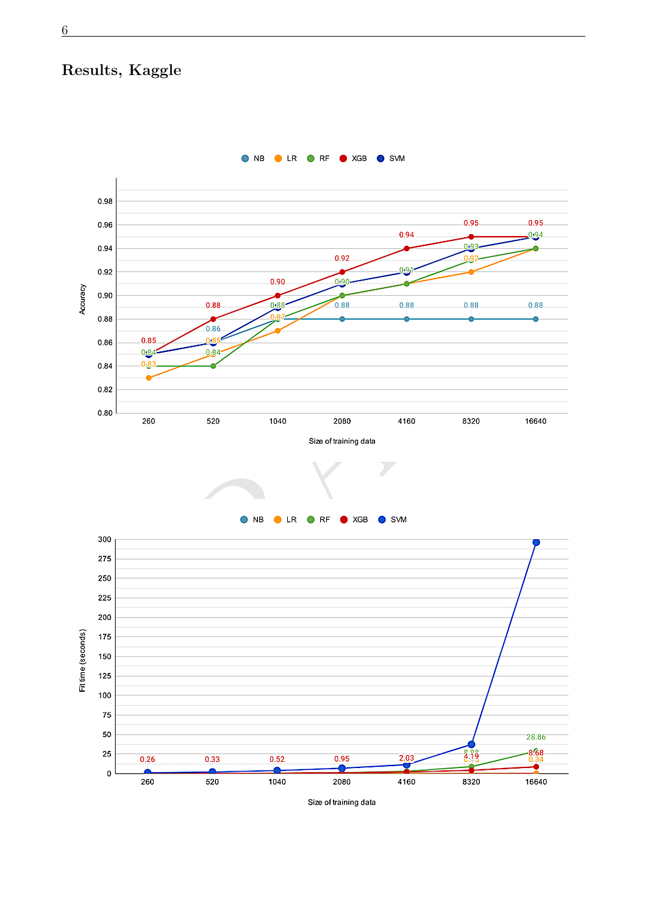## Results, Kaggle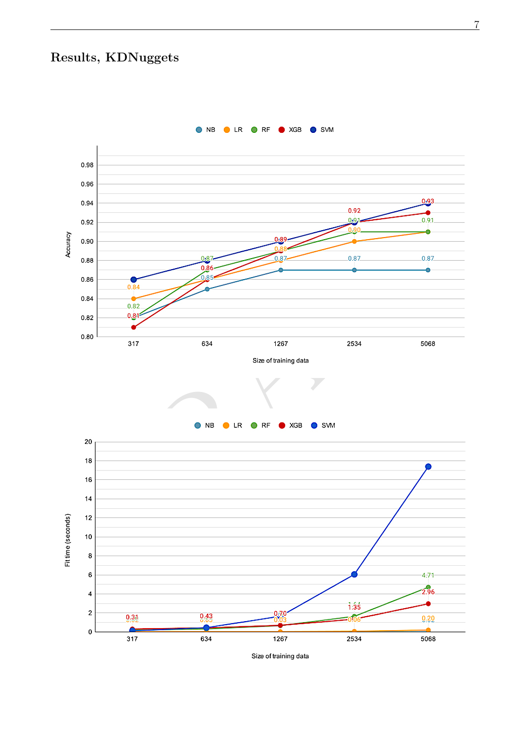## Results, KDNuggets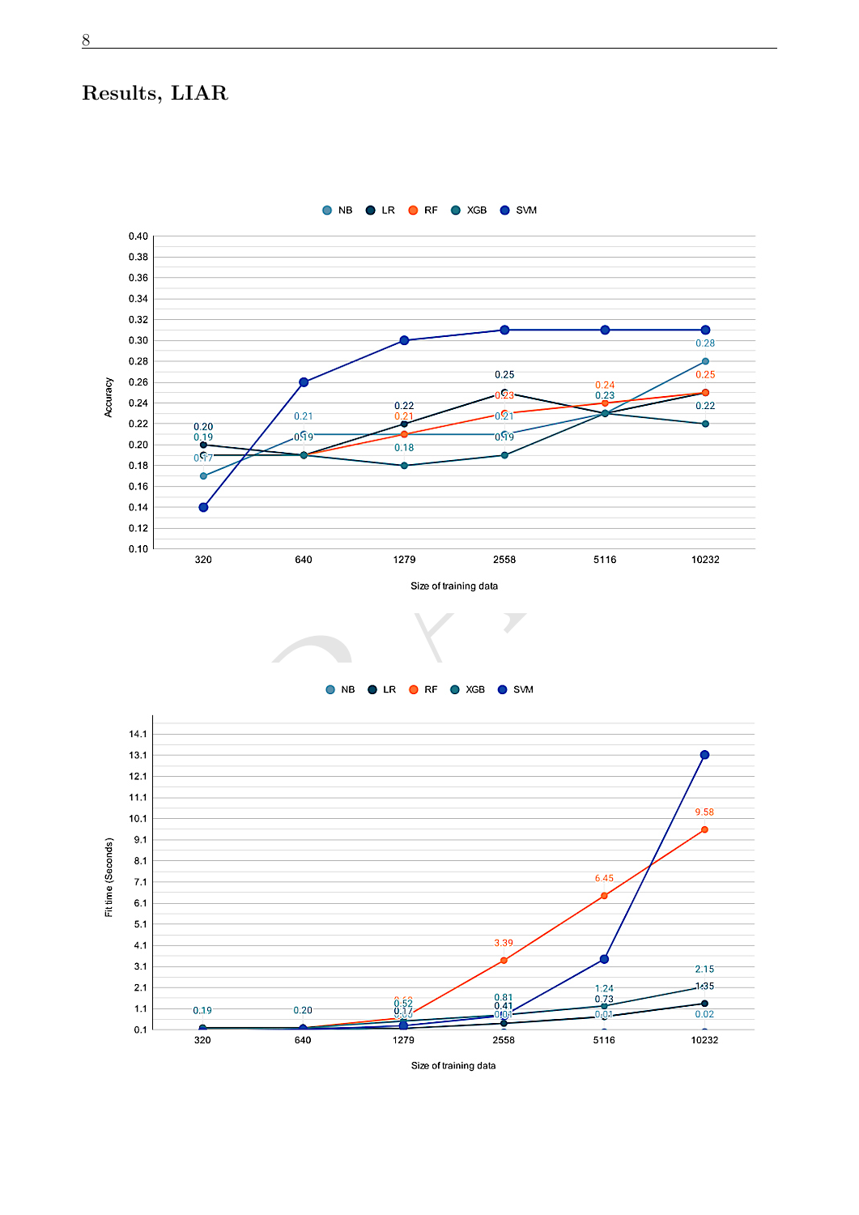# Results, LIAR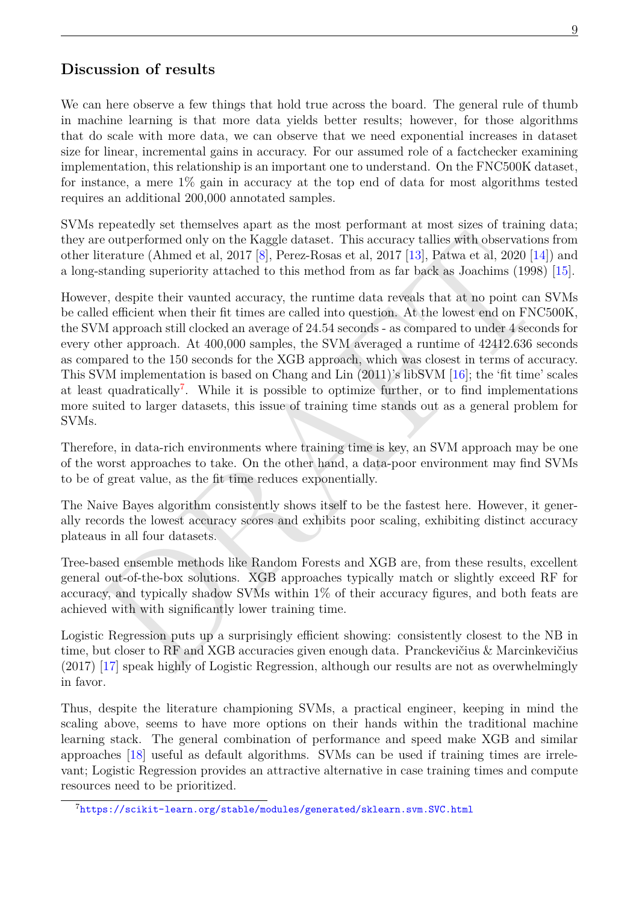## Discussion of results

We can here observe a few things that hold true across the board. The general rule of thumb in machine learning is that more data yields better results; however, for those algorithms that do scale with more data, we can observe that we need exponential increases in dataset size for linear, incremental gains in accuracy. For our assumed role of a factchecker examining implementation, this relationship is an important one to understand. On the FNC500K dataset, for instance, a mere 1% gain in accuracy at the top end of data for most algorithms tested requires an additional 200,000 annotated samples.

SVMs repeatedly set themselves apart as the most performant at most sizes of training data; they are outperformed only on the Kaggle dataset. This accuracy tallies with observations from other literature (Ahmed et al, 2017 [8], Perez-Rosas et al, 2017 [13], Patwa et al, 2020 [14]) and a long-standing superiority attached to this method from as far back as Joachims (1998) [15].

However, despite their vaunted accuracy, the runtime data reveals that at no point can SVMs be called efficient when their fit times are called into question. At the lowest end on FNC500K, the SVM approach still clocked an average of 24.54 seconds - as compared to under 4 seconds for every other approach. At 400,000 samples, the SVM averaged a runtime of 42412.636 seconds as compared to the 150 seconds for the XGB approach, which was closest in terms of accuracy. This SVM implementation is based on Chang and Lin (2011)'s libSVM [16]; the 'fit time' scales at least quadratically[7]. While it is possible to optimize further, or to find implementations more suited to larger datasets, this issue of training time stands out as a general problem for SVMs.

Therefore, in data-rich environments where training time is key, an SVM approach may be one of the worst approaches to take. On the other hand, a data-poor environment may find SVMs to be of great value, as the fit time reduces exponentially.

The Naive Bayes algorithm consistently shows itself to be the fastest here. However, it generally records the lowest accuracy scores and exhibits poor scaling, exhibiting distinct accuracy plateaus in all four datasets.

Tree-based ensemble methods like Random Forests and XGB are, from these results, excellent general out-of-the-box solutions. XGB approaches typically match or slightly exceed RF for accuracy, and typically shadow SVMs within 1% of their accuracy figures, and both feats are achieved with with significantly lower training time.

Logistic Regression puts up a surprisingly efficient showing: consistently closest to the NB in time, but closer to RF and XGB accuracies given enough data. Pranckevičius & Marcinkevičius (2017) [17] speak highly of Logistic Regression, although our results are not as overwhelmingly in favor.

Thus, despite the literature championing SVMs, a practical engineer, keeping in mind the scaling above, seems to have more options on their hands within the traditional machine learning stack. The general combination of performance and speed make XGB and similar approaches [18] useful as default algorithms. SVMs can be used if training times are irrelevant; Logistic Regression provides an attractive alternative in case training times and compute resources need to be prioritized.

[7] https://scikit-learn.org/stable/modules/generated/sklearn.svm.SVC.html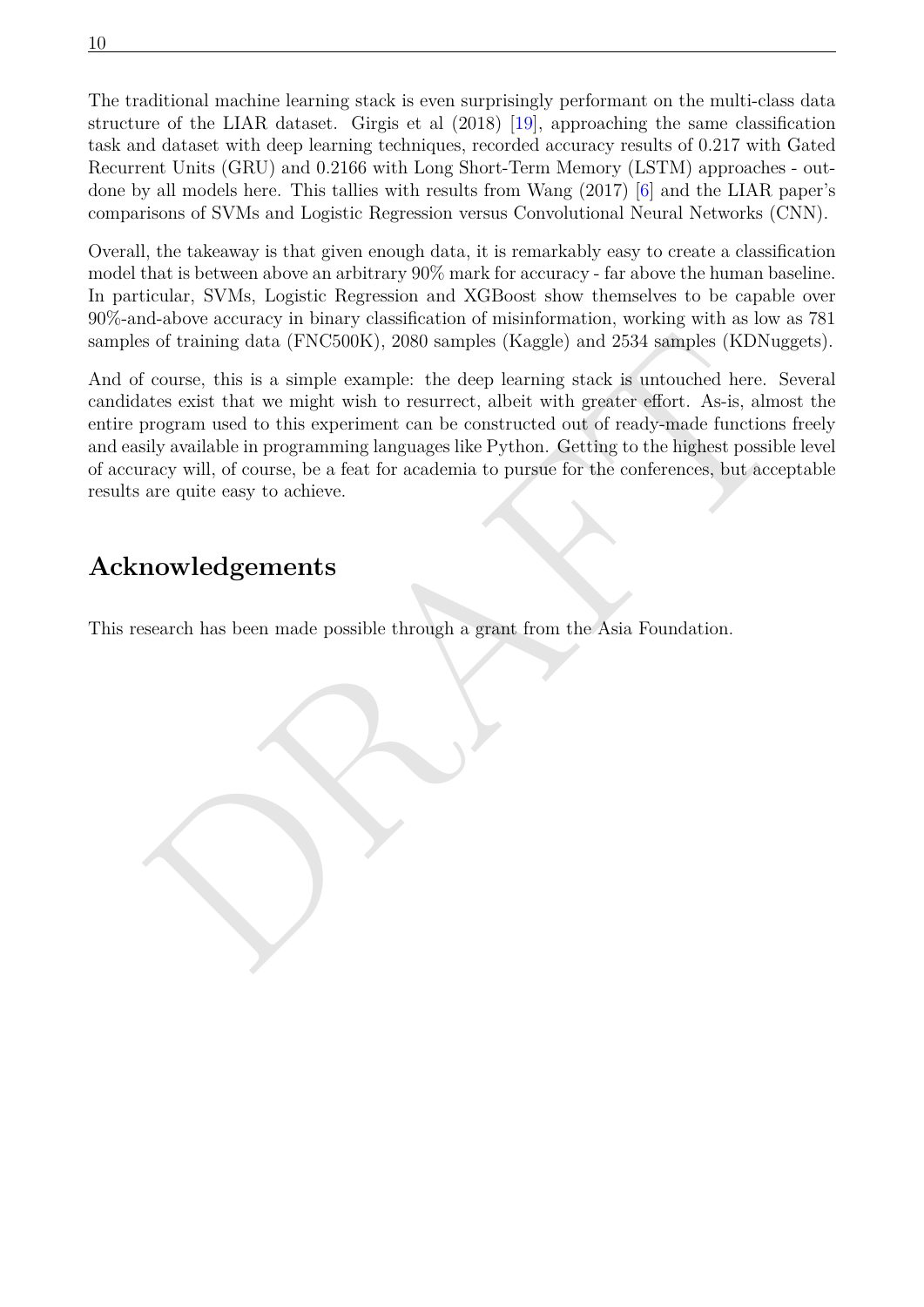The traditional machine learning stack is even surprisingly performant on the multi-class data structure of the LIAR dataset. Girgis et al (2018) [19], approaching the same classification task and dataset with deep learning techniques, recorded accuracy results of 0.217 with Gated Recurrent Units (GRU) and 0.2166 with Long Short-Term Memory (LSTM) approaches - outdone by all models here. This tallies with results from Wang (2017) [6] and the LIAR paper's comparisons of SVMs and Logistic Regression versus Convolutional Neural Networks (CNN).

Overall, the takeaway is that given enough data, it is remarkably easy to create a classification model that is between above an arbitrary 90% mark for accuracy - far above the human baseline. In particular, SVMs, Logistic Regression and XGBoost show themselves to be capable over 90%-and-above accuracy in binary classification of misinformation, working with as low as 781 samples of training data (FNC500K), 2080 samples (Kaggle) and 2534 samples (KDNuggets).

And of course, this is a simple example: the deep learning stack is untouched here. Several candidates exist that we might wish to resurrect, albeit with greater effort. As-is, almost the entire program used to this experiment can be constructed out of ready-made functions freely and easily available in programming languages like Python. Getting to the highest possible level of accuracy will, of course, be a feat for academia to pursue for the conferences, but acceptable results are quite easy to achieve.

# Acknowledgements

This research has been made possible through a grant from the Asia Foundation.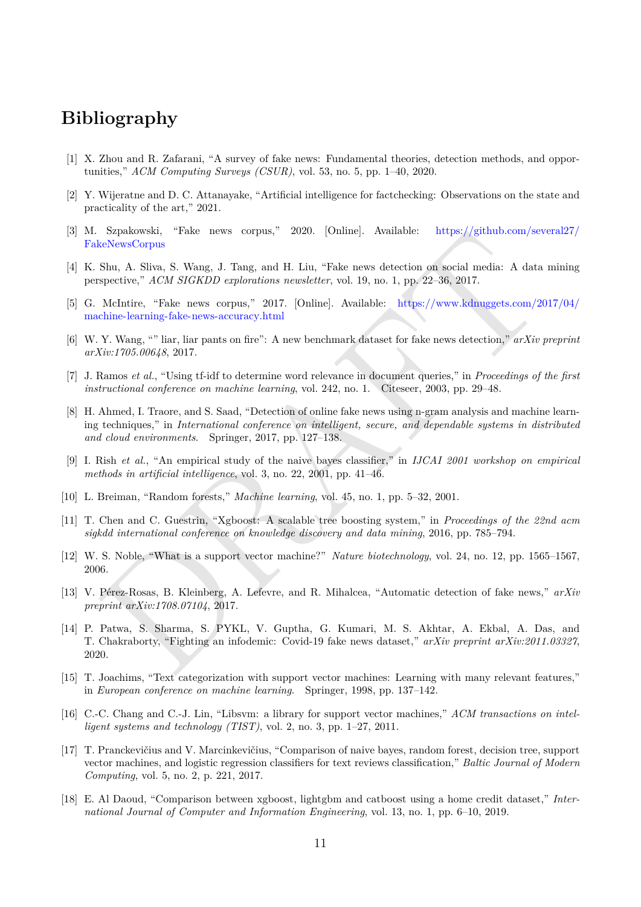# Bibliography

[1] X. Zhou and R. Zafarani, "A survey of fake news: Fundamental theories, detection methods, and opportunities," *ACM Computing Surveys (CSUR)*, vol. 53, no. 5, pp. 1–40, 2020.

[2] Y. Wijeratne and D. C. Attanayake, "Artificial intelligence for factchecking: Observations on the state and practicality of the art," 2021.

[3] M. Szpakowski, "Fake news corpus," 2020. [Online]. Available: https://github.com/several27/FakeNewsCorpus

[4] K. Shu, A. Sliva, S. Wang, J. Tang, and H. Liu, "Fake news detection on social media: A data mining perspective," *ACM SIGKDD explorations newsletter*, vol. 19, no. 1, pp. 22–36, 2017.

[5] G. McIntire, "Fake news corpus," 2017. [Online]. Available: https://www.kdnuggets.com/2017/04/machine-learning-fake-news-accuracy.html

[6] W. Y. Wang, "" liar, liar pants on fire": A new benchmark dataset for fake news detection," *arXiv preprint arXiv:1705.00648*, 2017.

[7] J. Ramos *et al.*, "Using tf-idf to determine word relevance in document queries," in *Proceedings of the first instructional conference on machine learning*, vol. 242, no. 1. Citeseer, 2003, pp. 29–48.

[8] H. Ahmed, I. Traore, and S. Saad, "Detection of online fake news using n-gram analysis and machine learning techniques," in *International conference on intelligent, secure, and dependable systems in distributed and cloud environments*. Springer, 2017, pp. 127–138.

[9] I. Rish *et al.*, "An empirical study of the naive bayes classifier," in *IJCAI 2001 workshop on empirical methods in artificial intelligence*, vol. 3, no. 22, 2001, pp. 41–46.

[10] L. Breiman, "Random forests," *Machine learning*, vol. 45, no. 1, pp. 5–32, 2001.

[11] T. Chen and C. Guestrin, "Xgboost: A scalable tree boosting system," in *Proceedings of the 22nd acm sigkdd international conference on knowledge discovery and data mining*, 2016, pp. 785–794.

[12] W. S. Noble, "What is a support vector machine?" *Nature biotechnology*, vol. 24, no. 12, pp. 1565–1567, 2006.

[13] V. Pérez-Rosas, B. Kleinberg, A. Lefevre, and R. Mihalcea, "Automatic detection of fake news," *arXiv preprint arXiv:1708.07104*, 2017.

[14] P. Patwa, S. Sharma, S. PYKL, V. Guptha, G. Kumari, M. S. Akhtar, A. Ekbal, A. Das, and T. Chakraborty, "Fighting an infodemic: Covid-19 fake news dataset," *arXiv preprint arXiv:2011.03327*, 2020.

[15] T. Joachims, "Text categorization with support vector machines: Learning with many relevant features," in *European conference on machine learning*. Springer, 1998, pp. 137–142.

[16] C.-C. Chang and C.-J. Lin, "Libsvm: a library for support vector machines," *ACM transactions on intelligent systems and technology (TIST)*, vol. 2, no. 3, pp. 1–27, 2011.

[17] T. Pranckevičius and V. Marcinkevičius, "Comparison of naive bayes, random forest, decision tree, support vector machines, and logistic regression classifiers for text reviews classification," *Baltic Journal of Modern Computing*, vol. 5, no. 2, p. 221, 2017.

[18] E. Al Daoud, "Comparison between xgboost, lightgbm and catboost using a home credit dataset," *International Journal of Computer and Information Engineering*, vol. 13, no. 1, pp. 6–10, 2019.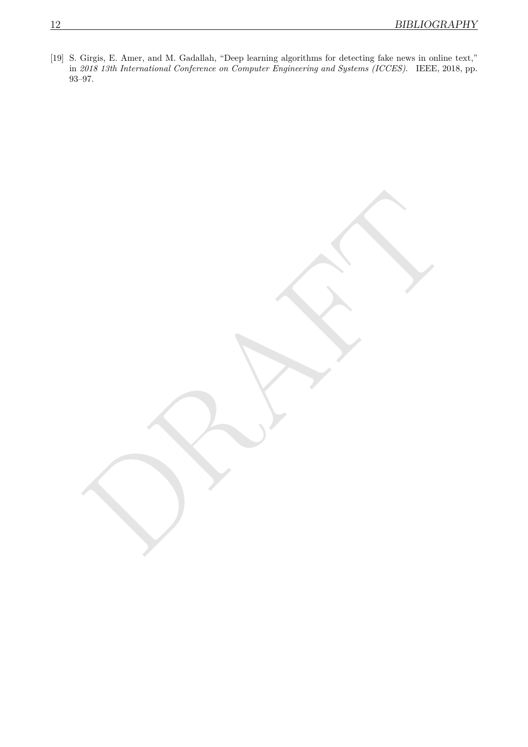[19] S. Girgis, E. Amer, and M. Gadallah, "Deep learning algorithms for detecting fake news in online text," in *2018 13th International Conference on Computer Engineering and Systems (ICCES)*. IEEE, 2018, pp. 93–97.